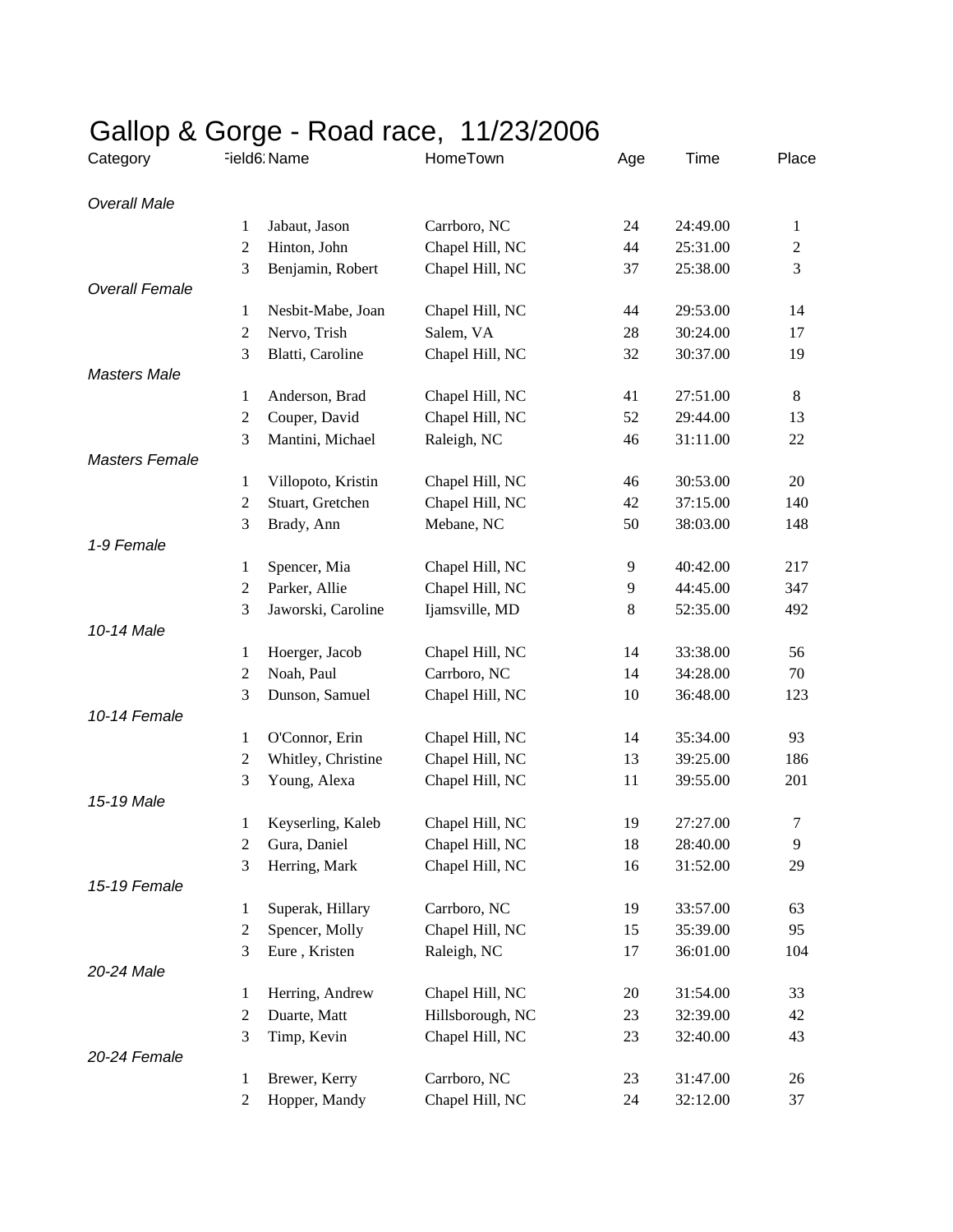# Gallop & Gorge - Road race, 11/23/2006

| Category | Field6 | Name | HomeTown | Age | Time | Place |
|---|---|---|---|---|---|---|
| *Overall Male* | | | | | | |
| | 1 | Jabaut, Jason | Carrboro, NC | 24 | 24:49.00 | 1 |
| | 2 | Hinton, John | Chapel Hill, NC | 44 | 25:31.00 | 2 |
| | 3 | Benjamin, Robert | Chapel Hill, NC | 37 | 25:38.00 | 3 |
| *Overall Female* | | | | | | |
| | 1 | Nesbit-Mabe, Joan | Chapel Hill, NC | 44 | 29:53.00 | 14 |
| | 2 | Nervo, Trish | Salem, VA | 28 | 30:24.00 | 17 |
| | 3 | Blatti, Caroline | Chapel Hill, NC | 32 | 30:37.00 | 19 |
| *Masters Male* | | | | | | |
| | 1 | Anderson, Brad | Chapel Hill, NC | 41 | 27:51.00 | 8 |
| | 2 | Couper, David | Chapel Hill, NC | 52 | 29:44.00 | 13 |
| | 3 | Mantini, Michael | Raleigh, NC | 46 | 31:11.00 | 22 |
| *Masters Female* | | | | | | |
| | 1 | Villopoto, Kristin | Chapel Hill, NC | 46 | 30:53.00 | 20 |
| | 2 | Stuart, Gretchen | Chapel Hill, NC | 42 | 37:15.00 | 140 |
| | 3 | Brady, Ann | Mebane, NC | 50 | 38:03.00 | 148 |
| *1-9 Female* | | | | | | |
| | 1 | Spencer, Mia | Chapel Hill, NC | 9 | 40:42.00 | 217 |
| | 2 | Parker, Allie | Chapel Hill, NC | 9 | 44:45.00 | 347 |
| | 3 | Jaworski, Caroline | Ijamsville, MD | 8 | 52:35.00 | 492 |
| *10-14 Male* | | | | | | |
| | 1 | Hoerger, Jacob | Chapel Hill, NC | 14 | 33:38.00 | 56 |
| | 2 | Noah, Paul | Carrboro, NC | 14 | 34:28.00 | 70 |
| | 3 | Dunson, Samuel | Chapel Hill, NC | 10 | 36:48.00 | 123 |
| *10-14 Female* | | | | | | |
| | 1 | O'Connor, Erin | Chapel Hill, NC | 14 | 35:34.00 | 93 |
| | 2 | Whitley, Christine | Chapel Hill, NC | 13 | 39:25.00 | 186 |
| | 3 | Young, Alexa | Chapel Hill, NC | 11 | 39:55.00 | 201 |
| *15-19 Male* | | | | | | |
| | 1 | Keyserling, Kaleb | Chapel Hill, NC | 19 | 27:27.00 | 7 |
| | 2 | Gura, Daniel | Chapel Hill, NC | 18 | 28:40.00 | 9 |
| | 3 | Herring, Mark | Chapel Hill, NC | 16 | 31:52.00 | 29 |
| *15-19 Female* | | | | | | |
| | 1 | Superak, Hillary | Carrboro, NC | 19 | 33:57.00 | 63 |
| | 2 | Spencer, Molly | Chapel Hill, NC | 15 | 35:39.00 | 95 |
| | 3 | Eure , Kristen | Raleigh, NC | 17 | 36:01.00 | 104 |
| *20-24 Male* | | | | | | |
| | 1 | Herring, Andrew | Chapel Hill, NC | 20 | 31:54.00 | 33 |
| | 2 | Duarte, Matt | Hillsborough, NC | 23 | 32:39.00 | 42 |
| | 3 | Timp, Kevin | Chapel Hill, NC | 23 | 32:40.00 | 43 |
| *20-24 Female* | | | | | | |
| | 1 | Brewer, Kerry | Carrboro, NC | 23 | 31:47.00 | 26 |
| | 2 | Hopper, Mandy | Chapel Hill, NC | 24 | 32:12.00 | 37 |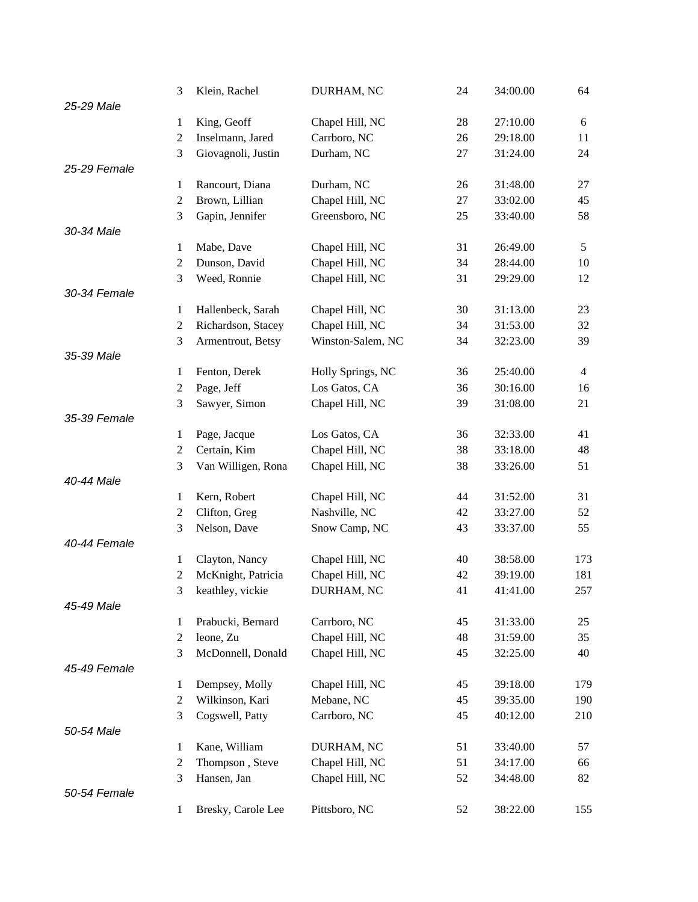| | Place | Name | City | Age | Time | Overall |
|---|---|---|---|---|---|---|
| | 3 | Klein, Rachel | DURHAM, NC | 24 | 34:00.00 | 64 |
| *25-29 Male* | | | | | | |
| | 1 | King, Geoff | Chapel Hill, NC | 28 | 27:10.00 | 6 |
| | 2 | Inselmann, Jared | Carrboro, NC | 26 | 29:18.00 | 11 |
| | 3 | Giovagnoli, Justin | Durham, NC | 27 | 31:24.00 | 24 |
| *25-29 Female* | | | | | | |
| | 1 | Rancourt, Diana | Durham, NC | 26 | 31:48.00 | 27 |
| | 2 | Brown, Lillian | Chapel Hill, NC | 27 | 33:02.00 | 45 |
| | 3 | Gapin, Jennifer | Greensboro, NC | 25 | 33:40.00 | 58 |
| *30-34 Male* | | | | | | |
| | 1 | Mabe, Dave | Chapel Hill, NC | 31 | 26:49.00 | 5 |
| | 2 | Dunson, David | Chapel Hill, NC | 34 | 28:44.00 | 10 |
| | 3 | Weed, Ronnie | Chapel Hill, NC | 31 | 29:29.00 | 12 |
| *30-34 Female* | | | | | | |
| | 1 | Hallenbeck, Sarah | Chapel Hill, NC | 30 | 31:13.00 | 23 |
| | 2 | Richardson, Stacey | Chapel Hill, NC | 34 | 31:53.00 | 32 |
| | 3 | Armentrout, Betsy | Winston-Salem, NC | 34 | 32:23.00 | 39 |
| *35-39 Male* | | | | | | |
| | 1 | Fenton, Derek | Holly Springs, NC | 36 | 25:40.00 | 4 |
| | 2 | Page, Jeff | Los Gatos, CA | 36 | 30:16.00 | 16 |
| | 3 | Sawyer, Simon | Chapel Hill, NC | 39 | 31:08.00 | 21 |
| *35-39 Female* | | | | | | |
| | 1 | Page, Jacque | Los Gatos, CA | 36 | 32:33.00 | 41 |
| | 2 | Certain, Kim | Chapel Hill, NC | 38 | 33:18.00 | 48 |
| | 3 | Van Willigen, Rona | Chapel Hill, NC | 38 | 33:26.00 | 51 |
| *40-44 Male* | | | | | | |
| | 1 | Kern, Robert | Chapel Hill, NC | 44 | 31:52.00 | 31 |
| | 2 | Clifton, Greg | Nashville, NC | 42 | 33:27.00 | 52 |
| | 3 | Nelson, Dave | Snow Camp, NC | 43 | 33:37.00 | 55 |
| *40-44 Female* | | | | | | |
| | 1 | Clayton, Nancy | Chapel Hill, NC | 40 | 38:58.00 | 173 |
| | 2 | McKnight, Patricia | Chapel Hill, NC | 42 | 39:19.00 | 181 |
| | 3 | keathley, vickie | DURHAM, NC | 41 | 41:41.00 | 257 |
| *45-49 Male* | | | | | | |
| | 1 | Prabucki, Bernard | Carrboro, NC | 45 | 31:33.00 | 25 |
| | 2 | leone, Zu | Chapel Hill, NC | 48 | 31:59.00 | 35 |
| | 3 | McDonnell, Donald | Chapel Hill, NC | 45 | 32:25.00 | 40 |
| *45-49 Female* | | | | | | |
| | 1 | Dempsey, Molly | Chapel Hill, NC | 45 | 39:18.00 | 179 |
| | 2 | Wilkinson, Kari | Mebane, NC | 45 | 39:35.00 | 190 |
| | 3 | Cogswell, Patty | Carrboro, NC | 45 | 40:12.00 | 210 |
| *50-54 Male* | | | | | | |
| | 1 | Kane, William | DURHAM, NC | 51 | 33:40.00 | 57 |
| | 2 | Thompson , Steve | Chapel Hill, NC | 51 | 34:17.00 | 66 |
| | 3 | Hansen, Jan | Chapel Hill, NC | 52 | 34:48.00 | 82 |
| *50-54 Female* | | | | | | |
| | 1 | Bresky, Carole Lee | Pittsboro, NC | 52 | 38:22.00 | 155 |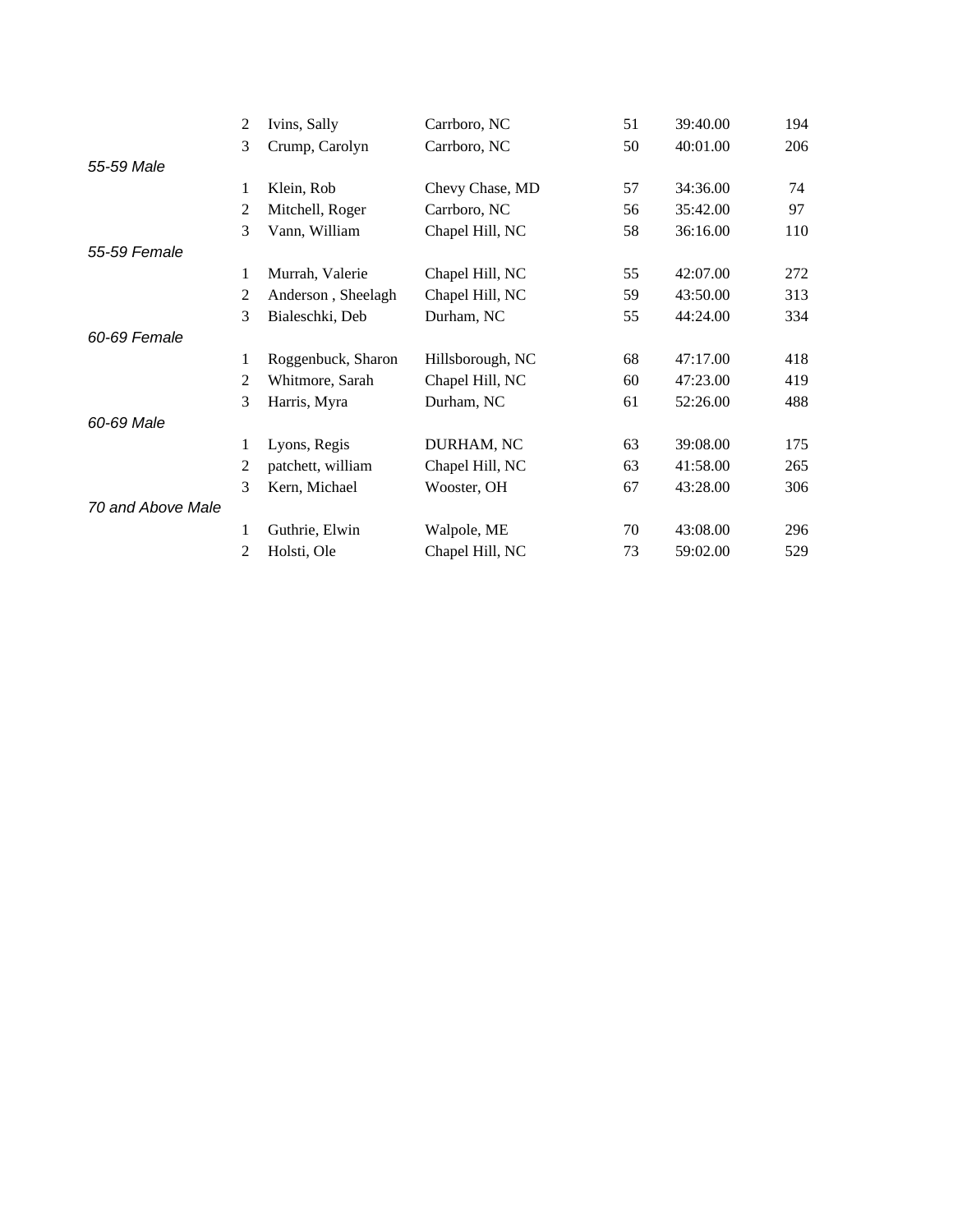| | | | | | | |
|---|---|---|---|---|---|---|
| | 2 | Ivins, Sally | Carrboro, NC | 51 | 39:40.00 | 194 |
| | 3 | Crump, Carolyn | Carrboro, NC | 50 | 40:01.00 | 206 |
| *55-59 Male* | | | | | | |
| | 1 | Klein, Rob | Chevy Chase, MD | 57 | 34:36.00 | 74 |
| | 2 | Mitchell, Roger | Carrboro, NC | 56 | 35:42.00 | 97 |
| | 3 | Vann, William | Chapel Hill, NC | 58 | 36:16.00 | 110 |
| *55-59 Female* | | | | | | |
| | 1 | Murrah, Valerie | Chapel Hill, NC | 55 | 42:07.00 | 272 |
| | 2 | Anderson , Sheelagh | Chapel Hill, NC | 59 | 43:50.00 | 313 |
| | 3 | Bialeschki, Deb | Durham, NC | 55 | 44:24.00 | 334 |
| *60-69 Female* | | | | | | |
| | 1 | Roggenbuck, Sharon | Hillsborough, NC | 68 | 47:17.00 | 418 |
| | 2 | Whitmore, Sarah | Chapel Hill, NC | 60 | 47:23.00 | 419 |
| | 3 | Harris, Myra | Durham, NC | 61 | 52:26.00 | 488 |
| *60-69 Male* | | | | | | |
| | 1 | Lyons, Regis | DURHAM, NC | 63 | 39:08.00 | 175 |
| | 2 | patchett, william | Chapel Hill, NC | 63 | 41:58.00 | 265 |
| | 3 | Kern, Michael | Wooster, OH | 67 | 43:28.00 | 306 |
| *70 and Above Male* | | | | | | |
| | 1 | Guthrie, Elwin | Walpole, ME | 70 | 43:08.00 | 296 |
| | 2 | Holsti, Ole | Chapel Hill, NC | 73 | 59:02.00 | 529 |